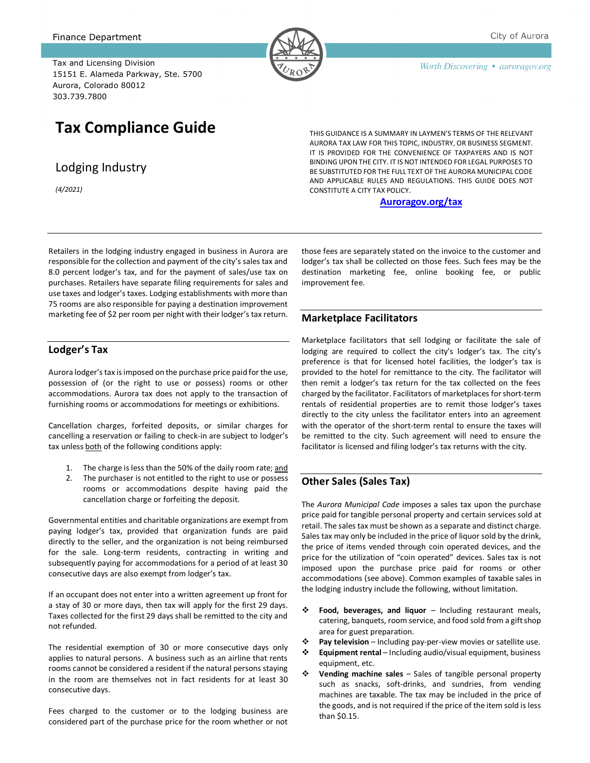Finance Department

Tax and Licensing Division
15151 E. Alameda Parkway, Ste. 5700
Aurora, Colorado 80012
303.739.7800

City of Aurora

*Worth Discovering • auroragov.org*

# Tax Compliance Guide

## Lodging Industry

*(4/2021)*

THIS GUIDANCE IS A SUMMARY IN LAYMEN'S TERMS OF THE RELEVANT AURORA TAX LAW FOR THIS TOPIC, INDUSTRY, OR BUSINESS SEGMENT. IT IS PROVIDED FOR THE CONVENIENCE OF TAXPAYERS AND IS NOT BINDING UPON THE CITY. IT IS NOT INTENDED FOR LEGAL PURPOSES TO BE SUBSTITUTED FOR THE FULL TEXT OF THE AURORA MUNICIPAL CODE AND APPLICABLE RULES AND REGULATIONS. THIS GUIDE DOES NOT CONSTITUTE A CITY TAX POLICY.

**Auroragov.org/tax**

Retailers in the lodging industry engaged in business in Aurora are responsible for the collection and payment of the city's sales tax and 8.0 percent lodger's tax, and for the payment of sales/use tax on purchases. Retailers have separate filing requirements for sales and use taxes and lodger's taxes. Lodging establishments with more than 75 rooms are also responsible for paying a destination improvement marketing fee of $2 per room per night with their lodger's tax return.

### Lodger's Tax

Aurora lodger's tax is imposed on the purchase price paid for the use, possession of (or the right to use or possess) rooms or other accommodations. Aurora tax does not apply to the transaction of furnishing rooms or accommodations for meetings or exhibitions.

Cancellation charges, forfeited deposits, or similar charges for cancelling a reservation or failing to check-in are subject to lodger's tax unless both of the following conditions apply:

1. The charge is less than the 50% of the daily room rate; and
2. The purchaser is not entitled to the right to use or possess rooms or accommodations despite having paid the cancellation charge or forfeiting the deposit.

Governmental entities and charitable organizations are exempt from paying lodger's tax, provided that organization funds are paid directly to the seller, and the organization is not being reimbursed for the sale. Long-term residents, contracting in writing and subsequently paying for accommodations for a period of at least 30 consecutive days are also exempt from lodger's tax.

If an occupant does not enter into a written agreement up front for a stay of 30 or more days, then tax will apply for the first 29 days. Taxes collected for the first 29 days shall be remitted to the city and not refunded.

The residential exemption of 30 or more consecutive days only applies to natural persons. A business such as an airline that rents rooms cannot be considered a resident if the natural persons staying in the room are themselves not in fact residents for at least 30 consecutive days.

Fees charged to the customer or to the lodging business are considered part of the purchase price for the room whether or not those fees are separately stated on the invoice to the customer and lodger's tax shall be collected on those fees. Such fees may be the destination marketing fee, online booking fee, or public improvement fee.

### Marketplace Facilitators

Marketplace facilitators that sell lodging or facilitate the sale of lodging are required to collect the city's lodger's tax. The city's preference is that for licensed hotel facilities, the lodger's tax is provided to the hotel for remittance to the city. The facilitator will then remit a lodger's tax return for the tax collected on the fees charged by the facilitator. Facilitators of marketplaces for short-term rentals of residential properties are to remit those lodger's taxes directly to the city unless the facilitator enters into an agreement with the operator of the short-term rental to ensure the taxes will be remitted to the city. Such agreement will need to ensure the facilitator is licensed and filing lodger's tax returns with the city.

### Other Sales (Sales Tax)

The *Aurora Municipal Code* imposes a sales tax upon the purchase price paid for tangible personal property and certain services sold at retail. The sales tax must be shown as a separate and distinct charge. Sales tax may only be included in the price of liquor sold by the drink, the price of items vended through coin operated devices, and the price for the utilization of "coin operated" devices. Sales tax is not imposed upon the purchase price paid for rooms or other accommodations (see above). Common examples of taxable sales in the lodging industry include the following, without limitation.

- **Food, beverages, and liquor** – Including restaurant meals, catering, banquets, room service, and food sold from a gift shop area for guest preparation.
- **Pay television** – Including pay-per-view movies or satellite use.
- **Equipment rental** – Including audio/visual equipment, business equipment, etc.
- **Vending machine sales** – Sales of tangible personal property such as snacks, soft-drinks, and sundries, from vending machines are taxable. The tax may be included in the price of the goods, and is not required if the price of the item sold is less than $0.15.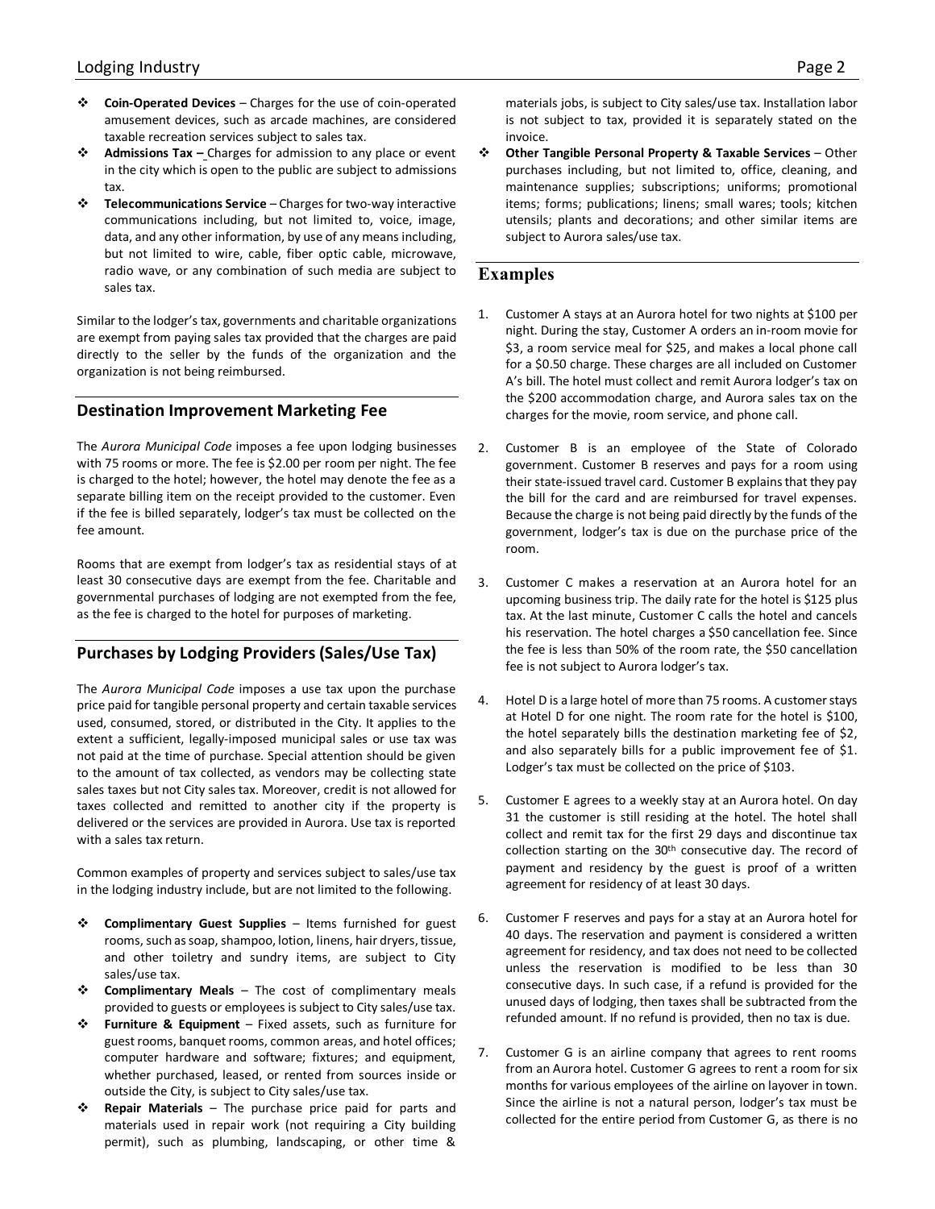- **Coin-Operated Devices** – Charges for the use of coin-operated amusement devices, such as arcade machines, are considered taxable recreation services subject to sales tax.
- **Admissions Tax –** Charges for admission to any place or event in the city which is open to the public are subject to admissions tax.
- **Telecommunications Service** – Charges for two-way interactive communications including, but not limited to, voice, image, data, and any other information, by use of any means including, but not limited to wire, cable, fiber optic cable, microwave, radio wave, or any combination of such media are subject to sales tax.

Similar to the lodger's tax, governments and charitable organizations are exempt from paying sales tax provided that the charges are paid directly to the seller by the funds of the organization and the organization is not being reimbursed.

## Destination Improvement Marketing Fee

The *Aurora Municipal Code* imposes a fee upon lodging businesses with 75 rooms or more. The fee is $2.00 per room per night. The fee is charged to the hotel; however, the hotel may denote the fee as a separate billing item on the receipt provided to the customer. Even if the fee is billed separately, lodger's tax must be collected on the fee amount.

Rooms that are exempt from lodger's tax as residential stays of at least 30 consecutive days are exempt from the fee. Charitable and governmental purchases of lodging are not exempted from the fee, as the fee is charged to the hotel for purposes of marketing.

## Purchases by Lodging Providers (Sales/Use Tax)

The *Aurora Municipal Code* imposes a use tax upon the purchase price paid for tangible personal property and certain taxable services used, consumed, stored, or distributed in the City. It applies to the extent a sufficient, legally-imposed municipal sales or use tax was not paid at the time of purchase. Special attention should be given to the amount of tax collected, as vendors may be collecting state sales taxes but not City sales tax. Moreover, credit is not allowed for taxes collected and remitted to another city if the property is delivered or the services are provided in Aurora. Use tax is reported with a sales tax return.

Common examples of property and services subject to sales/use tax in the lodging industry include, but are not limited to the following.

- **Complimentary Guest Supplies** – Items furnished for guest rooms, such as soap, shampoo, lotion, linens, hair dryers, tissue, and other toiletry and sundry items, are subject to City sales/use tax.
- **Complimentary Meals** – The cost of complimentary meals provided to guests or employees is subject to City sales/use tax.
- **Furniture & Equipment** – Fixed assets, such as furniture for guest rooms, banquet rooms, common areas, and hotel offices; computer hardware and software; fixtures; and equipment, whether purchased, leased, or rented from sources inside or outside the City, is subject to City sales/use tax.
- **Repair Materials** – The purchase price paid for parts and materials used in repair work (not requiring a City building permit), such as plumbing, landscaping, or other time & materials jobs, is subject to City sales/use tax. Installation labor is not subject to tax, provided it is separately stated on the invoice.
- **Other Tangible Personal Property & Taxable Services** – Other purchases including, but not limited to, office, cleaning, and maintenance supplies; subscriptions; uniforms; promotional items; forms; publications; linens; small wares; tools; kitchen utensils; plants and decorations; and other similar items are subject to Aurora sales/use tax.

## Examples

1. Customer A stays at an Aurora hotel for two nights at $100 per night. During the stay, Customer A orders an in-room movie for $3, a room service meal for $25, and makes a local phone call for a $0.50 charge. These charges are all included on Customer A's bill. The hotel must collect and remit Aurora lodger's tax on the $200 accommodation charge, and Aurora sales tax on the charges for the movie, room service, and phone call.

2. Customer B is an employee of the State of Colorado government. Customer B reserves and pays for a room using their state-issued travel card. Customer B explains that they pay the bill for the card and are reimbursed for travel expenses. Because the charge is not being paid directly by the funds of the government, lodger's tax is due on the purchase price of the room.

3. Customer C makes a reservation at an Aurora hotel for an upcoming business trip. The daily rate for the hotel is $125 plus tax. At the last minute, Customer C calls the hotel and cancels his reservation. The hotel charges a $50 cancellation fee. Since the fee is less than 50% of the room rate, the $50 cancellation fee is not subject to Aurora lodger's tax.

4. Hotel D is a large hotel of more than 75 rooms. A customer stays at Hotel D for one night. The room rate for the hotel is $100, the hotel separately bills the destination marketing fee of $2, and also separately bills for a public improvement fee of $1. Lodger's tax must be collected on the price of $103.

5. Customer E agrees to a weekly stay at an Aurora hotel. On day 31 the customer is still residing at the hotel. The hotel shall collect and remit tax for the first 29 days and discontinue tax collection starting on the 30th consecutive day. The record of payment and residency by the guest is proof of a written agreement for residency of at least 30 days.

6. Customer F reserves and pays for a stay at an Aurora hotel for 40 days. The reservation and payment is considered a written agreement for residency, and tax does not need to be collected unless the reservation is modified to be less than 30 consecutive days. In such case, if a refund is provided for the unused days of lodging, then taxes shall be subtracted from the refunded amount. If no refund is provided, then no tax is due.

7. Customer G is an airline company that agrees to rent rooms from an Aurora hotel. Customer G agrees to rent a room for six months for various employees of the airline on layover in town. Since the airline is not a natural person, lodger's tax must be collected for the entire period from Customer G, as there is no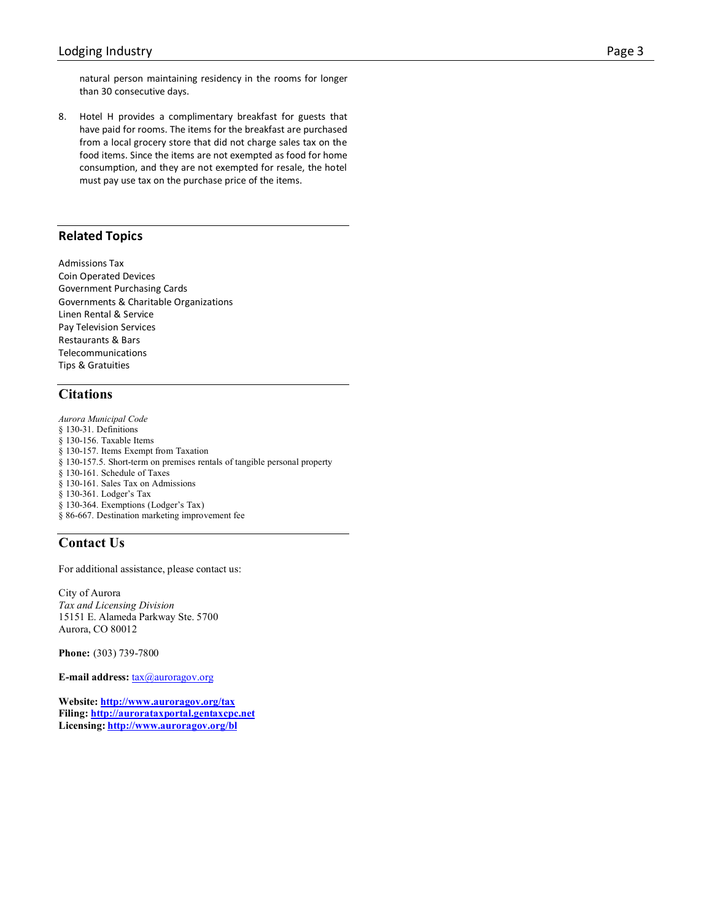natural person maintaining residency in the rooms for longer than 30 consecutive days.

8. Hotel H provides a complimentary breakfast for guests that have paid for rooms. The items for the breakfast are purchased from a local grocery store that did not charge sales tax on the food items. Since the items are not exempted as food for home consumption, and they are not exempted for resale, the hotel must pay use tax on the purchase price of the items.

## Related Topics

Admissions Tax
Coin Operated Devices
Government Purchasing Cards
Governments & Charitable Organizations
Linen Rental & Service
Pay Television Services
Restaurants & Bars
Telecommunications
Tips & Gratuities

## Citations

*Aurora Municipal Code*
§ 130-31. Definitions
§ 130-156. Taxable Items
§ 130-157. Items Exempt from Taxation
§ 130-157.5. Short-term on premises rentals of tangible personal property
§ 130-161. Schedule of Taxes
§ 130-161. Sales Tax on Admissions
§ 130-361. Lodger's Tax
§ 130-364. Exemptions (Lodger's Tax)
§ 86-667. Destination marketing improvement fee

## Contact Us

For additional assistance, please contact us:

City of Aurora
*Tax and Licensing Division*
15151 E. Alameda Parkway Ste. 5700
Aurora, CO 80012

**Phone:** (303) 739-7800

**E-mail address:** tax@auroragov.org

**Website: http://www.auroragov.org/tax**
**Filing: http://aurorataxportal.gentaxcpc.net**
**Licensing: http://www.auroragov.org/bl**